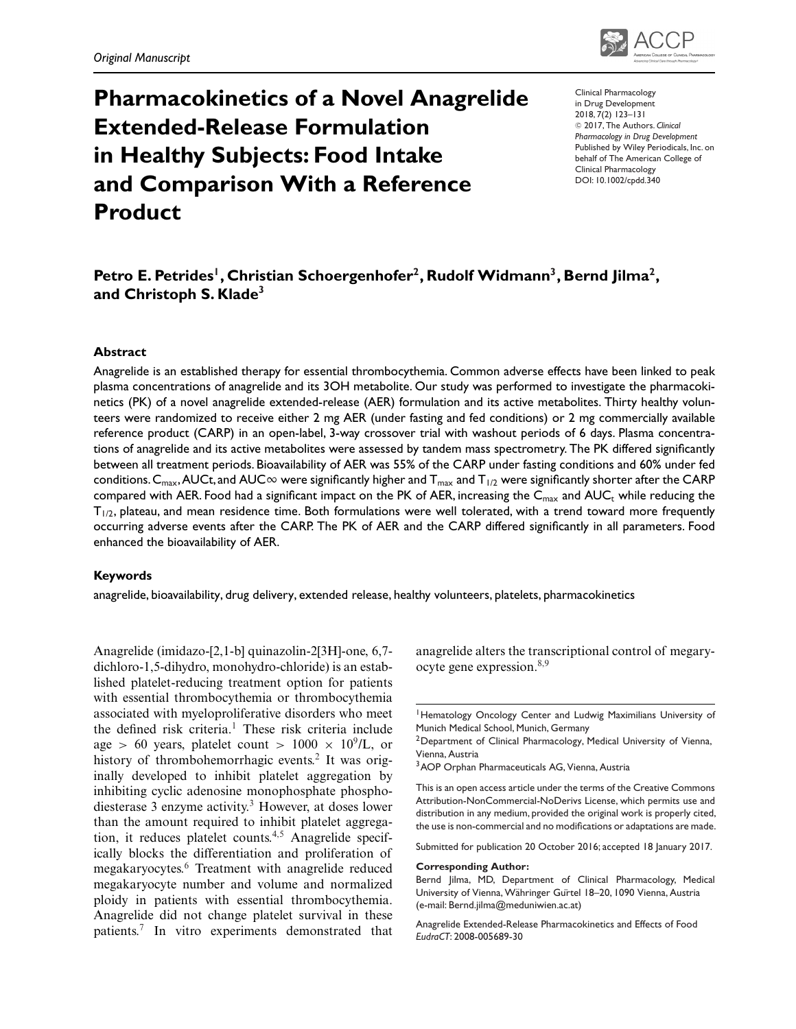*Original Manuscript*

# Pharmacokinetics of a Novel Anagrelide Extended-Release Formulation in Healthy Subjects: Food Intake and Comparison With a Reference Product

Clinical Pharmacology in Drug Development
2018, 7(2) 123–131
© 2017, The Authors. *Clinical Pharmacology in Drug Development* Published by Wiley Periodicals, Inc. on behalf of The American College of Clinical Pharmacology
DOI: 10.1002/cpdd.340

**Petro E. Petrides[1], Christian Schoergenhofer[2], Rudolf Widmann[3], Bernd Jilma[2], and Christoph S. Klade[3]**

### Abstract

Anagrelide is an established therapy for essential thrombocythemia. Common adverse effects have been linked to peak plasma concentrations of anagrelide and its 3OH metabolite. Our study was performed to investigate the pharmacokinetics (PK) of a novel anagrelide extended-release (AER) formulation and its active metabolites. Thirty healthy volunteers were randomized to receive either 2 mg AER (under fasting and fed conditions) or 2 mg commercially available reference product (CARP) in an open-label, 3-way crossover trial with washout periods of 6 days. Plasma concentrations of anagrelide and its active metabolites were assessed by tandem mass spectrometry. The PK differed significantly between all treatment periods. Bioavailability of AER was 55% of the CARP under fasting conditions and 60% under fed conditions. $C_{max}$, AUCt, and AUC∞ were significantly higher and $T_{max}$ and $T_{1/2}$ were significantly shorter after the CARP compared with AER. Food had a significant impact on the PK of AER, increasing the $C_{max}$ and $AUC_t$ while reducing the $T_{1/2}$, plateau, and mean residence time. Both formulations were well tolerated, with a trend toward more frequently occurring adverse events after the CARP. The PK of AER and the CARP differed significantly in all parameters. Food enhanced the bioavailability of AER.

### Keywords

anagrelide, bioavailability, drug delivery, extended release, healthy volunteers, platelets, pharmacokinetics

Anagrelide (imidazo-[2,1-b] quinazolin-2[3H]-one, 6,7-dichloro-1,5-dihydro, monohydro-chloride) is an established platelet-reducing treatment option for patients with essential thrombocythemia or thrombocythemia associated with myeloproliferative disorders who meet the defined risk criteria.[1] These risk criteria include age > 60 years, platelet count > 1000 × $10^9$/L, or history of thrombohemorrhagic events.[2] It was originally developed to inhibit platelet aggregation by inhibiting cyclic adenosine monophosphate phosphodiesterase 3 enzyme activity.[3] However, at doses lower than the amount required to inhibit platelet aggregation, it reduces platelet counts.[4,5] Anagrelide specifically blocks the differentiation and proliferation of megakaryocytes.[6] Treatment with anagrelide reduced megakaryocyte number and volume and normalized ploidy in patients with essential thrombocythemia. Anagrelide did not change platelet survival in these patients.[7] In vitro experiments demonstrated that anagrelide alters the transcriptional control of megaryocyte gene expression.[8,9]

[1]Hematology Oncology Center and Ludwig Maximilians University of Munich Medical School, Munich, Germany
[2]Department of Clinical Pharmacology, Medical University of Vienna, Vienna, Austria
[3]AOP Orphan Pharmaceuticals AG, Vienna, Austria

This is an open access article under the terms of the Creative Commons Attribution-NonCommercial-NoDerivs License, which permits use and distribution in any medium, provided the original work is properly cited, the use is non-commercial and no modifications or adaptations are made.

Submitted for publication 20 October 2016; accepted 18 January 2017.

**Corresponding Author:**
Bernd Jilma, MD, Department of Clinical Pharmacology, Medical University of Vienna, Währinger Gürtel 18–20, 1090 Vienna, Austria (e-mail: Bernd.jilma@meduniwien.ac.at)

Anagrelide Extended-Release Pharmacokinetics and Effects of Food
*EudraCT*: 2008-005689-30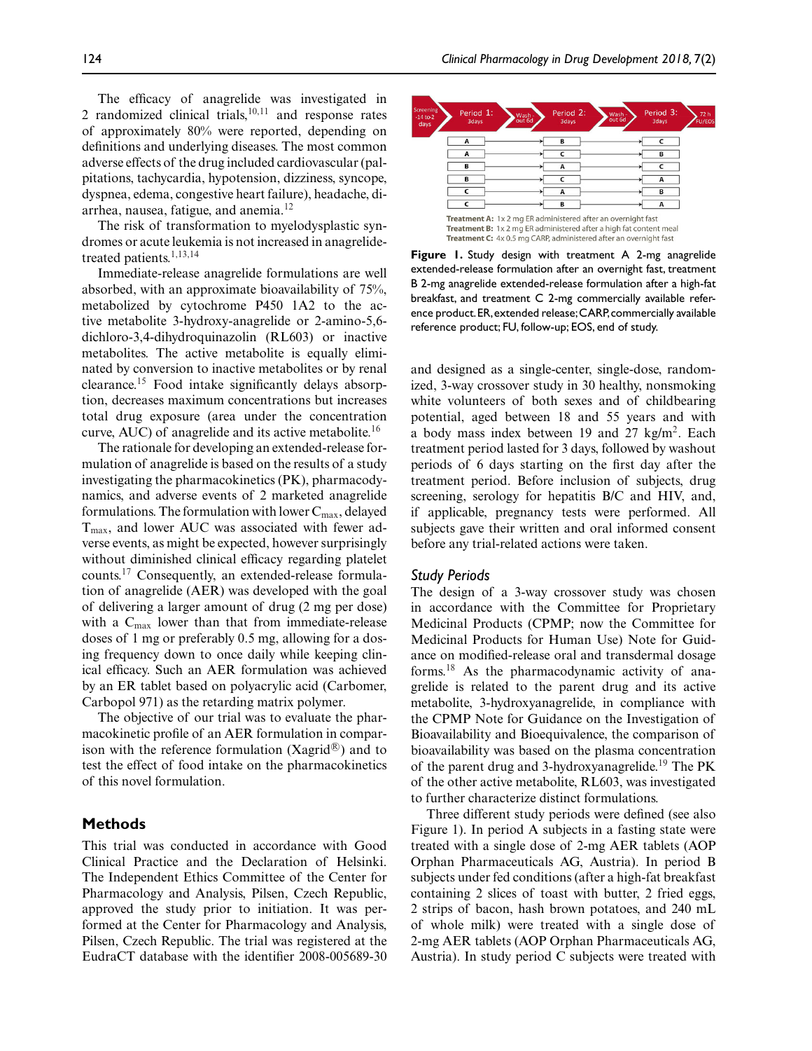The efficacy of anagrelide was investigated in 2 randomized clinical trials,[10,11] and response rates of approximately 80% were reported, depending on definitions and underlying diseases. The most common adverse effects of the drug included cardiovascular (palpitations, tachycardia, hypotension, dizziness, syncope, dyspnea, edema, congestive heart failure), headache, diarrhea, nausea, fatigue, and anemia.[12]

The risk of transformation to myelodysplastic syndromes or acute leukemia is not increased in anagrelide-treated patients.[1,13,14]

Immediate-release anagrelide formulations are well absorbed, with an approximate bioavailability of 75%, metabolized by cytochrome P450 1A2 to the active metabolite 3-hydroxy-anagrelide or 2-amino-5,6-dichloro-3,4-dihydroquinazolin (RL603) or inactive metabolites. The active metabolite is equally eliminated by conversion to inactive metabolites or by renal clearance.[15] Food intake significantly delays absorption, decreases maximum concentrations but increases total drug exposure (area under the concentration curve, AUC) of anagrelide and its active metabolite.[16]

The rationale for developing an extended-release formulation of anagrelide is based on the results of a study investigating the pharmacokinetics (PK), pharmacodynamics, and adverse events of 2 marketed anagrelide formulations. The formulation with lower $C_{max}$, delayed $T_{max}$, and lower AUC was associated with fewer adverse events, as might be expected, however surprisingly without diminished clinical efficacy regarding platelet counts.[17] Consequently, an extended-release formulation of anagrelide (AER) was developed with the goal of delivering a larger amount of drug (2 mg per dose) with a $C_{max}$ lower than that from immediate-release doses of 1 mg or preferably 0.5 mg, allowing for a dosing frequency down to once daily while keeping clinical efficacy. Such an AER formulation was achieved by an ER tablet based on polyacrylic acid (Carbomer, Carbopol 971) as the retarding matrix polymer.

The objective of our trial was to evaluate the pharmacokinetic profile of an AER formulation in comparison with the reference formulation (Xagrid®) and to test the effect of food intake on the pharmacokinetics of this novel formulation.

## Methods

This trial was conducted in accordance with Good Clinical Practice and the Declaration of Helsinki. The Independent Ethics Committee of the Center for Pharmacology and Analysis, Pilsen, Czech Republic, approved the study prior to initiation. It was performed at the Center for Pharmacology and Analysis, Pilsen, Czech Republic. The trial was registered at the EudraCT database with the identifier 2008-005689-30 and designed as a single-center, single-dose, randomized, 3-way crossover study in 30 healthy, nonsmoking white volunteers of both sexes and of childbearing potential, aged between 18 and 55 years and with a body mass index between 19 and 27 kg/m$^2$. Each treatment period lasted for 3 days, followed by washout periods of 6 days starting on the first day after the treatment period. Before inclusion of subjects, drug screening, serology for hepatitis B/C and HIV, and, if applicable, pregnancy tests were performed. All subjects gave their written and oral informed consent before any trial-related actions were taken.

| Screening -14 to -2 days | Period 1: 3days | Wash-out 6d | Period 2: 3days | Wash-out 6d | Period 3: 3days | 72 h FU/EOS |
|---|---|---|---|---|---|---|
| | A | | B | | C | |
| | A | | C | | B | |
| | B | | A | | C | |
| | B | | C | | A | |
| | C | | A | | B | |
| | C | | B | | A | |

**Treatment A:** 1x 2 mg ER administered after an overnight fast
**Treatment B:** 1x 2 mg ER administered after a high fat content meal
**Treatment C:** 4x 0.5 mg CARP, administered after an overnight fast

**Figure 1.** Study design with treatment A 2-mg anagrelide extended-release formulation after an overnight fast, treatment B 2-mg anagrelide extended-release formulation after a high-fat breakfast, and treatment C 2-mg commercially available reference product. ER, extended release; CARP, commercially available reference product; FU, follow-up; EOS, end of study.

### Study Periods

The design of a 3-way crossover study was chosen in accordance with the Committee for Proprietary Medicinal Products (CPMP; now the Committee for Medicinal Products for Human Use) Note for Guidance on modified-release oral and transdermal dosage forms.[18] As the pharmacodynamic activity of anagrelide is related to the parent drug and its active metabolite, 3-hydroxyanagrelide, in compliance with the CPMP Note for Guidance on the Investigation of Bioavailability and Bioequivalence, the comparison of bioavailability was based on the plasma concentration of the parent drug and 3-hydroxyanagrelide.[19] The PK of the other active metabolite, RL603, was investigated to further characterize distinct formulations.

Three different study periods were defined (see also Figure 1). In period A subjects in a fasting state were treated with a single dose of 2-mg AER tablets (AOP Orphan Pharmaceuticals AG, Austria). In period B subjects under fed conditions (after a high-fat breakfast containing 2 slices of toast with butter, 2 fried eggs, 2 strips of bacon, hash brown potatoes, and 240 mL of whole milk) were treated with a single dose of 2-mg AER tablets (AOP Orphan Pharmaceuticals AG, Austria). In study period C subjects were treated with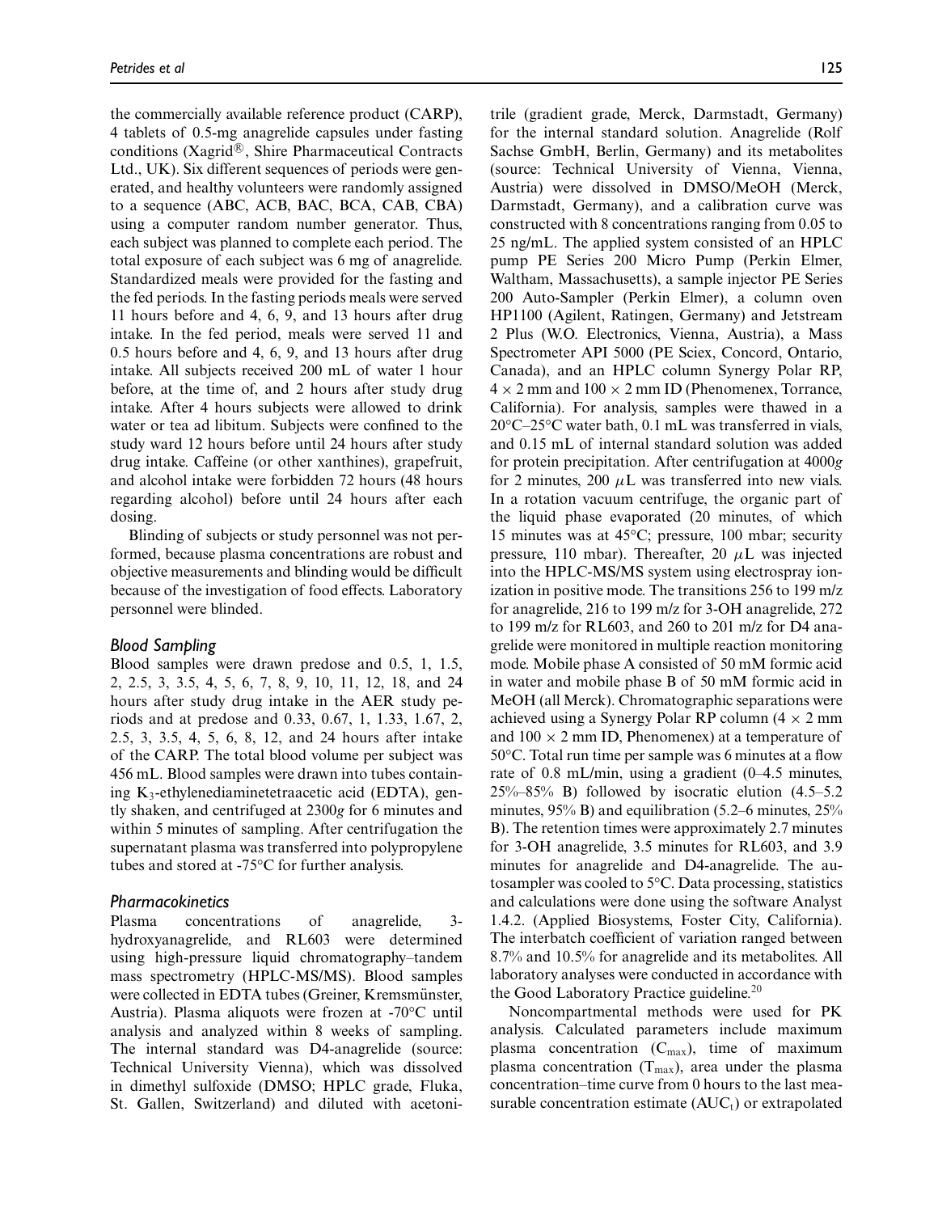the commercially available reference product (CARP), 4 tablets of 0.5-mg anagrelide capsules under fasting conditions (Xagrid®, Shire Pharmaceutical Contracts Ltd., UK). Six different sequences of periods were generated, and healthy volunteers were randomly assigned to a sequence (ABC, ACB, BAC, BCA, CAB, CBA) using a computer random number generator. Thus, each subject was planned to complete each period. The total exposure of each subject was 6 mg of anagrelide. Standardized meals were provided for the fasting and the fed periods. In the fasting periods meals were served 11 hours before and 4, 6, 9, and 13 hours after drug intake. In the fed period, meals were served 11 and 0.5 hours before and 4, 6, 9, and 13 hours after drug intake. All subjects received 200 mL of water 1 hour before, at the time of, and 2 hours after study drug intake. After 4 hours subjects were allowed to drink water or tea ad libitum. Subjects were confined to the study ward 12 hours before until 24 hours after study drug intake. Caffeine (or other xanthines), grapefruit, and alcohol intake were forbidden 72 hours (48 hours regarding alcohol) before until 24 hours after each dosing.

Blinding of subjects or study personnel was not performed, because plasma concentrations are robust and objective measurements and blinding would be difficult because of the investigation of food effects. Laboratory personnel were blinded.

### *Blood Sampling*

Blood samples were drawn predose and 0.5, 1, 1.5, 2, 2.5, 3, 3.5, 4, 5, 6, 7, 8, 9, 10, 11, 12, 18, and 24 hours after study drug intake in the AER study periods and at predose and 0.33, 0.67, 1, 1.33, 1.67, 2, 2.5, 3, 3.5, 4, 5, 6, 8, 12, and 24 hours after intake of the CARP. The total blood volume per subject was 456 mL. Blood samples were drawn into tubes containing $K_3$-ethylenediaminetetraacetic acid (EDTA), gently shaken, and centrifuged at 2300*g* for 6 minutes and within 5 minutes of sampling. After centrifugation the supernatant plasma was transferred into polypropylene tubes and stored at -75°C for further analysis.

### *Pharmacokinetics*

Plasma concentrations of anagrelide, 3-hydroxyanagrelide, and RL603 were determined using high-pressure liquid chromatography–tandem mass spectrometry (HPLC-MS/MS). Blood samples were collected in EDTA tubes (Greiner, Kremsmünster, Austria). Plasma aliquots were frozen at -70°C until analysis and analyzed within 8 weeks of sampling. The internal standard was D4-anagrelide (source: Technical University Vienna), which was dissolved in dimethyl sulfoxide (DMSO; HPLC grade, Fluka, St. Gallen, Switzerland) and diluted with acetonitrile (gradient grade, Merck, Darmstadt, Germany) for the internal standard solution. Anagrelide (Rolf Sachse GmbH, Berlin, Germany) and its metabolites (source: Technical University of Vienna, Vienna, Austria) were dissolved in DMSO/MeOH (Merck, Darmstadt, Germany), and a calibration curve was constructed with 8 concentrations ranging from 0.05 to 25 ng/mL. The applied system consisted of an HPLC pump PE Series 200 Micro Pump (Perkin Elmer, Waltham, Massachusetts), a sample injector PE Series 200 Auto-Sampler (Perkin Elmer), a column oven HP1100 (Agilent, Ratingen, Germany) and Jetstream 2 Plus (W.O. Electronics, Vienna, Austria), a Mass Spectrometer API 5000 (PE Sciex, Concord, Ontario, Canada), and an HPLC column Synergy Polar RP, $4 \times 2$ mm and $100 \times 2$ mm ID (Phenomenex, Torrance, California). For analysis, samples were thawed in a 20°C–25°C water bath, 0.1 mL was transferred in vials, and 0.15 mL of internal standard solution was added for protein precipitation. After centrifugation at 4000*g* for 2 minutes, 200 $\mu$L was transferred into new vials. In a rotation vacuum centrifuge, the organic part of the liquid phase evaporated (20 minutes, of which 15 minutes was at 45°C; pressure, 100 mbar; security pressure, 110 mbar). Thereafter, 20 $\mu$L was injected into the HPLC-MS/MS system using electrospray ionization in positive mode. The transitions 256 to 199 m/z for anagrelide, 216 to 199 m/z for 3-OH anagrelide, 272 to 199 m/z for RL603, and 260 to 201 m/z for D4 anagrelide were monitored in multiple reaction monitoring mode. Mobile phase A consisted of 50 mM formic acid in water and mobile phase B of 50 mM formic acid in MeOH (all Merck). Chromatographic separations were achieved using a Synergy Polar RP column ($4 \times 2$ mm and $100 \times 2$ mm ID, Phenomenex) at a temperature of 50°C. Total run time per sample was 6 minutes at a flow rate of 0.8 mL/min, using a gradient (0–4.5 minutes, 25%–85% B) followed by isocratic elution (4.5–5.2 minutes, 95% B) and equilibration (5.2–6 minutes, 25% B). The retention times were approximately 2.7 minutes for 3-OH anagrelide, 3.5 minutes for RL603, and 3.9 minutes for anagrelide and D4-anagrelide. The autosampler was cooled to 5°C. Data processing, statistics and calculations were done using the software Analyst 1.4.2. (Applied Biosystems, Foster City, California). The interbatch coefficient of variation ranged between 8.7% and 10.5% for anagrelide and its metabolites. All laboratory analyses were conducted in accordance with the Good Laboratory Practice guideline.[20]

Noncompartmental methods were used for PK analysis. Calculated parameters include maximum plasma concentration ($C_{max}$), time of maximum plasma concentration ($T_{max}$), area under the plasma concentration–time curve from 0 hours to the last measurable concentration estimate ($AUC_t$) or extrapolated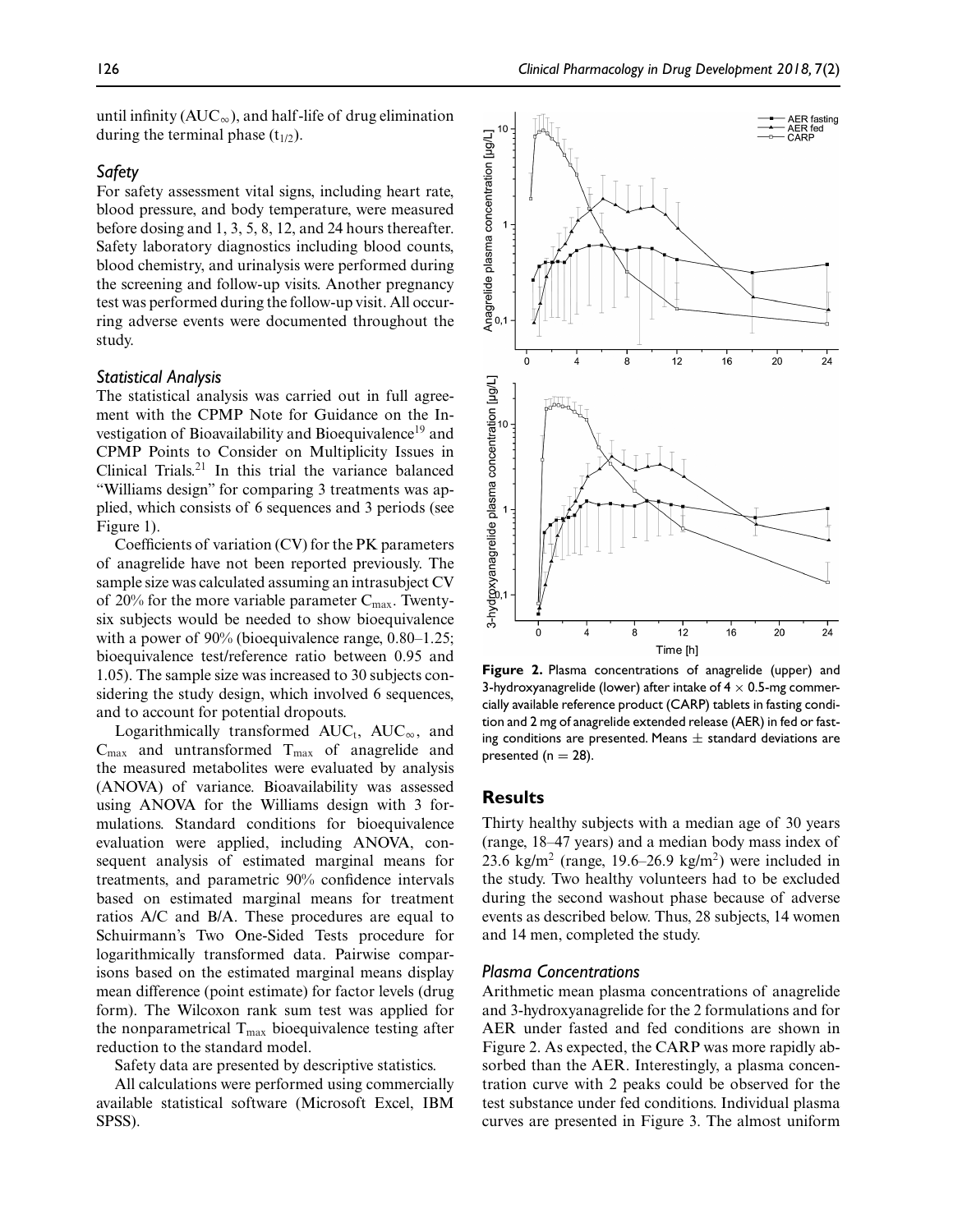until infinity ($AUC_\infty$), and half-life of drug elimination during the terminal phase ($t_{1/2}$).

### Safety

For safety assessment vital signs, including heart rate, blood pressure, and body temperature, were measured before dosing and 1, 3, 5, 8, 12, and 24 hours thereafter. Safety laboratory diagnostics including blood counts, blood chemistry, and urinalysis were performed during the screening and follow-up visits. Another pregnancy test was performed during the follow-up visit. All occurring adverse events were documented throughout the study.

### Statistical Analysis

The statistical analysis was carried out in full agreement with the CPMP Note for Guidance on the Investigation of Bioavailability and Bioequivalence[19] and CPMP Points to Consider on Multiplicity Issues in Clinical Trials.[21] In this trial the variance balanced "Williams design" for comparing 3 treatments was applied, which consists of 6 sequences and 3 periods (see Figure 1).

Coefficients of variation (CV) for the PK parameters of anagrelide have not been reported previously. The sample size was calculated assuming an intrasubject CV of 20% for the more variable parameter $C_{max}$. Twenty-six subjects would be needed to show bioequivalence with a power of 90% (bioequivalence range, 0.80–1.25; bioequivalence test/reference ratio between 0.95 and 1.05). The sample size was increased to 30 subjects considering the study design, which involved 6 sequences, and to account for potential dropouts.

Logarithmically transformed $AUC_t$, $AUC_\infty$, and $C_{max}$ and untransformed $T_{max}$ of anagrelide and the measured metabolites were evaluated by analysis (ANOVA) of variance. Bioavailability was assessed using ANOVA for the Williams design with 3 formulations. Standard conditions for bioequivalence evaluation were applied, including ANOVA, consequent analysis of estimated marginal means for treatments, and parametric 90% confidence intervals based on estimated marginal means for treatment ratios A/C and B/A. These procedures are equal to Schuirmann's Two One-Sided Tests procedure for logarithmically transformed data. Pairwise comparisons based on the estimated marginal means display mean difference (point estimate) for factor levels (drug form). The Wilcoxon rank sum test was applied for the nonparametrical $T_{max}$ bioequivalence testing after reduction to the standard model.

Safety data are presented by descriptive statistics.

All calculations were performed using commercially available statistical software (Microsoft Excel, IBM SPSS).

**Figure 2.** Plasma concentrations of anagrelide (upper) and 3-hydroxyanagrelide (lower) after intake of 4 × 0.5-mg commercially available reference product (CARP) tablets in fasting condition and 2 mg of anagrelide extended release (AER) in fed or fasting conditions are presented. Means ± standard deviations are presented (n = 28).

## Results

Thirty healthy subjects with a median age of 30 years (range, 18–47 years) and a median body mass index of 23.6 kg/m$^2$ (range, 19.6–26.9 kg/m$^2$) were included in the study. Two healthy volunteers had to be excluded during the second washout phase because of adverse events as described below. Thus, 28 subjects, 14 women and 14 men, completed the study.

### Plasma Concentrations

Arithmetic mean plasma concentrations of anagrelide and 3-hydroxyanagrelide for the 2 formulations and for AER under fasted and fed conditions are shown in Figure 2. As expected, the CARP was more rapidly absorbed than the AER. Interestingly, a plasma concentration curve with 2 peaks could be observed for the test substance under fed conditions. Individual plasma curves are presented in Figure 3. The almost uniform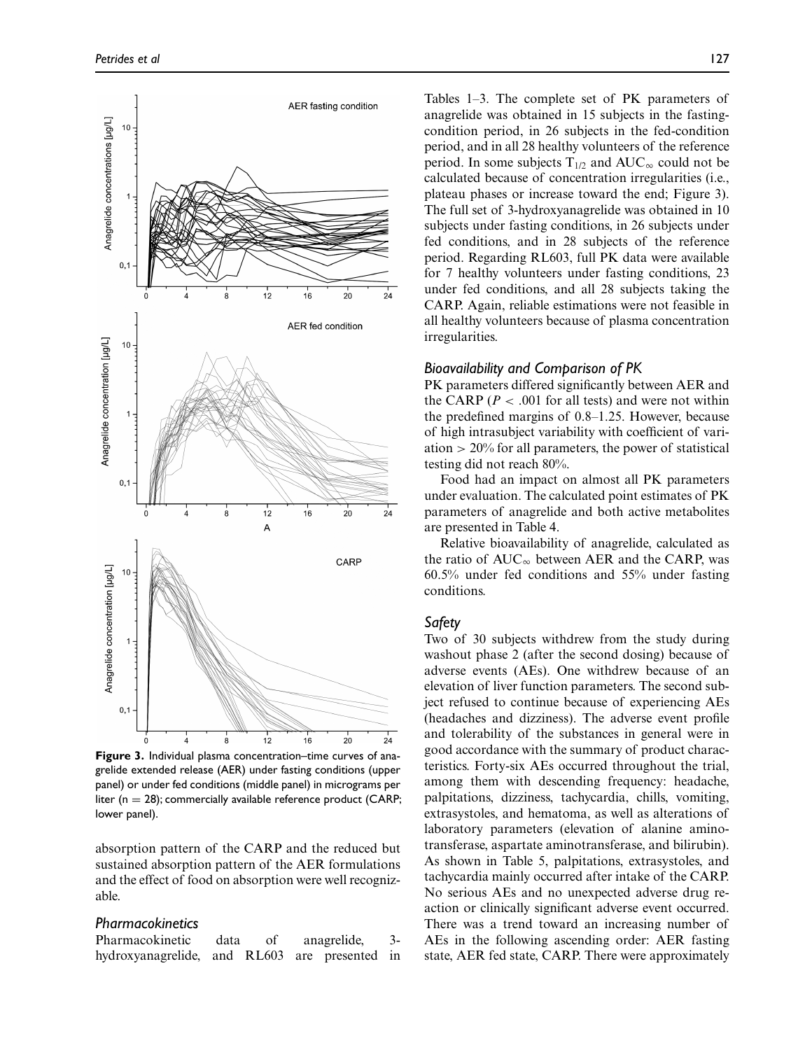Figure 3. Individual plasma concentration–time curves of anagrelide extended release (AER) under fasting conditions (upper panel) or under fed conditions (middle panel) in micrograms per liter (n = 28); commercially available reference product (CARP; lower panel).

absorption pattern of the CARP and the reduced but sustained absorption pattern of the AER formulations and the effect of food on absorption were well recognizable.

### Pharmacokinetics

Pharmacokinetic data of anagrelide, 3-hydroxyanagrelide, and RL603 are presented in Tables 1–3. The complete set of PK parameters of anagrelide was obtained in 15 subjects in the fasting-condition period, in 26 subjects in the fed-condition period, and in all 28 healthy volunteers of the reference period. In some subjects $T_{1/2}$ and $AUC_{\infty}$ could not be calculated because of concentration irregularities (i.e., plateau phases or increase toward the end; Figure 3). The full set of 3-hydroxyanagrelide was obtained in 10 subjects under fasting conditions, in 26 subjects under fed conditions, and in 28 subjects of the reference period. Regarding RL603, full PK data were available for 7 healthy volunteers under fasting conditions, 23 under fed conditions, and all 28 subjects taking the CARP. Again, reliable estimations were not feasible in all healthy volunteers because of plasma concentration irregularities.

### Bioavailability and Comparison of PK

PK parameters differed significantly between AER and the CARP ($P < .001$ for all tests) and were not within the predefined margins of 0.8–1.25. However, because of high intrasubject variability with coefficient of variation > 20% for all parameters, the power of statistical testing did not reach 80%.

Food had an impact on almost all PK parameters under evaluation. The calculated point estimates of PK parameters of anagrelide and both active metabolites are presented in Table 4.

Relative bioavailability of anagrelide, calculated as the ratio of $AUC_{\infty}$ between AER and the CARP, was 60.5% under fed conditions and 55% under fasting conditions.

### Safety

Two of 30 subjects withdrew from the study during washout phase 2 (after the second dosing) because of adverse events (AEs). One withdrew because of an elevation of liver function parameters. The second subject refused to continue because of experiencing AEs (headaches and dizziness). The adverse event profile and tolerability of the substances in general were in good accordance with the summary of product characteristics. Forty-six AEs occurred throughout the trial, among them with descending frequency: headache, palpitations, dizziness, tachycardia, chills, vomiting, extrasystoles, and hematoma, as well as alterations of laboratory parameters (elevation of alanine aminotransferase, aspartate aminotransferase, and bilirubin). As shown in Table 5, palpitations, extrasystoles, and tachycardia mainly occurred after intake of the CARP. No serious AEs and no unexpected adverse drug reaction or clinically significant adverse event occurred. There was a trend toward an increasing number of AEs in the following ascending order: AER fasting state, AER fed state, CARP. There were approximately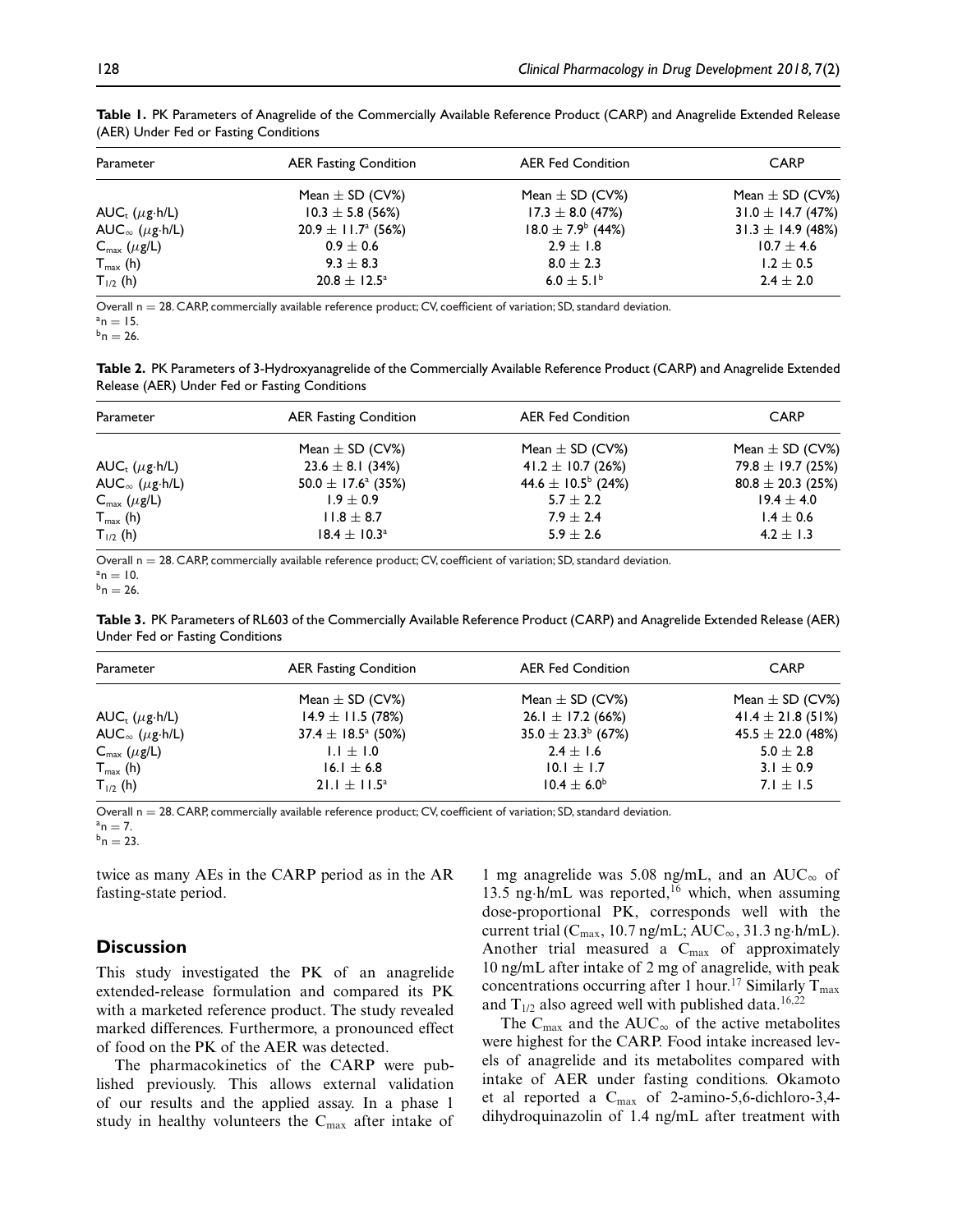**Table 1.** PK Parameters of Anagrelide of the Commercially Available Reference Product (CARP) and Anagrelide Extended Release (AER) Under Fed or Fasting Conditions

| Parameter | AER Fasting Condition | AER Fed Condition | CARP |
|---|---|---|---|
| | Mean ± SD (CV%) | Mean ± SD (CV%) | Mean ± SD (CV%) |
| $AUC_t$ ($\mu$g·h/L) | 10.3 ± 5.8 (56%) | 17.3 ± 8.0 (47%) | 31.0 ± 14.7 (47%) |
| $AUC_\infty$ ($\mu$g·h/L) | 20.9 ± 11.7[a] (56%) | 18.0 ± 7.9[b] (44%) | 31.3 ± 14.9 (48%) |
| $C_{max}$ ($\mu$g/L) | 0.9 ± 0.6 | 2.9 ± 1.8 | 10.7 ± 4.6 |
| $T_{max}$ (h) | 9.3 ± 8.3 | 8.0 ± 2.3 | 1.2 ± 0.5 |
| $T_{1/2}$ (h) | 20.8 ± 12.5[a] | 6.0 ± 5.1[b] | 2.4 ± 2.0 |

Overall n = 28. CARP, commercially available reference product; CV, coefficient of variation; SD, standard deviation.
[a]n = 15.
[b]n = 26.

**Table 2.** PK Parameters of 3-Hydroxyanagrelide of the Commercially Available Reference Product (CARP) and Anagrelide Extended Release (AER) Under Fed or Fasting Conditions

| Parameter | AER Fasting Condition | AER Fed Condition | CARP |
|---|---|---|---|
| | Mean ± SD (CV%) | Mean ± SD (CV%) | Mean ± SD (CV%) |
| $AUC_t$ ($\mu$g·h/L) | 23.6 ± 8.1 (34%) | 41.2 ± 10.7 (26%) | 79.8 ± 19.7 (25%) |
| $AUC_\infty$ ($\mu$g·h/L) | 50.0 ± 17.6[a] (35%) | 44.6 ± 10.5[b] (24%) | 80.8 ± 20.3 (25%) |
| $C_{max}$ ($\mu$g/L) | 1.9 ± 0.9 | 5.7 ± 2.2 | 19.4 ± 4.0 |
| $T_{max}$ (h) | 11.8 ± 8.7 | 7.9 ± 2.4 | 1.4 ± 0.6 |
| $T_{1/2}$ (h) | 18.4 ± 10.3[a] | 5.9 ± 2.6 | 4.2 ± 1.3 |

Overall n = 28. CARP, commercially available reference product; CV, coefficient of variation; SD, standard deviation.
[a]n = 10.
[b]n = 26.

**Table 3.** PK Parameters of RL603 of the Commercially Available Reference Product (CARP) and Anagrelide Extended Release (AER) Under Fed or Fasting Conditions

| Parameter | AER Fasting Condition | AER Fed Condition | CARP |
|---|---|---|---|
| | Mean ± SD (CV%) | Mean ± SD (CV%) | Mean ± SD (CV%) |
| $AUC_t$ ($\mu$g·h/L) | 14.9 ± 11.5 (78%) | 26.1 ± 17.2 (66%) | 41.4 ± 21.8 (51%) |
| $AUC_\infty$ ($\mu$g·h/L) | 37.4 ± 18.5[a] (50%) | 35.0 ± 23.3[b] (67%) | 45.5 ± 22.0 (48%) |
| $C_{max}$ ($\mu$g/L) | 1.1 ± 1.0 | 2.4 ± 1.6 | 5.0 ± 2.8 |
| $T_{max}$ (h) | 16.1 ± 6.8 | 10.1 ± 1.7 | 3.1 ± 0.9 |
| $T_{1/2}$ (h) | 21.1 ± 11.5[a] | 10.4 ± 6.0[b] | 7.1 ± 1.5 |

Overall n = 28. CARP, commercially available reference product; CV, coefficient of variation; SD, standard deviation.
[a]n = 7.
[b]n = 23.

twice as many AEs in the CARP period as in the AR fasting-state period.

## Discussion

This study investigated the PK of an anagrelide extended-release formulation and compared its PK with a marketed reference product. The study revealed marked differences. Furthermore, a pronounced effect of food on the PK of the AER was detected.

The pharmacokinetics of the CARP were published previously. This allows external validation of our results and the applied assay. In a phase 1 study in healthy volunteers the $C_{max}$ after intake of 1 mg anagrelide was 5.08 ng/mL, and an $AUC_\infty$ of 13.5 ng·h/mL was reported,[16] which, when assuming dose-proportional PK, corresponds well with the current trial ($C_{max}$, 10.7 ng/mL; $AUC_\infty$, 31.3 ng·h/mL). Another trial measured a $C_{max}$ of approximately 10 ng/mL after intake of 2 mg of anagrelide, with peak concentrations occurring after 1 hour.[17] Similarly $T_{max}$ and $T_{1/2}$ also agreed well with published data.[16,22]

The $C_{max}$ and the $AUC_\infty$ of the active metabolites were highest for the CARP. Food intake increased levels of anagrelide and its metabolites compared with intake of AER under fasting conditions. Okamoto et al reported a $C_{max}$ of 2-amino-5,6-dichloro-3,4-dihydroquinazolin of 1.4 ng/mL after treatment with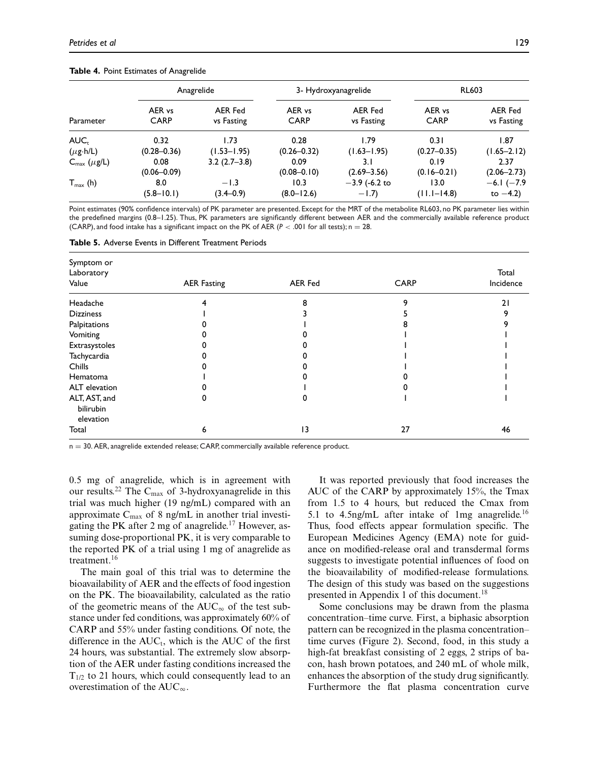**Table 4.** Point Estimates of Anagrelide

| Parameter | Anagrelide | | 3- Hydroxyanagrelide | | RL603 | |
|---|---|---|---|---|---|---|
| | AER vs CARP | AER Fed vs Fasting | AER vs CARP | AER Fed vs Fasting | AER vs CARP | AER Fed vs Fasting |
| $AUC_t$ ($\mu$g·h/L) | 0.32 (0.28–0.36) | 1.73 (1.53–1.95) | 0.28 (0.26–0.32) | 1.79 (1.63–1.95) | 0.31 (0.27–0.35) | 1.87 (1.65–2.12) |
| $C_{max}$ ($\mu$g/L) | 0.08 (0.06–0.09) | 3.2 (2.7–3.8) | 0.09 (0.08–0.10) | 3.1 (2.69–3.56) | 0.19 (0.16–0.21) | 2.37 (2.06–2.73) |
| $T_{max}$ (h) | 8.0 (5.8–10.1) | −1.3 (3.4–0.9) | 10.3 (8.0–12.6) | −3.9 (-6.2 to −1.7) | 13.0 (11.1–14.8) | −6.1 (−7.9 to −4.2) |

Point estimates (90% confidence intervals) of PK parameter are presented. Except for the MRT of the metabolite RL603, no PK parameter lies within the predefined margins (0.8–1.25). Thus, PK parameters are significantly different between AER and the commercially available reference product (CARP), and food intake has a significant impact on the PK of AER ($P < .001$ for all tests); n = 28.

**Table 5.** Adverse Events in Different Treatment Periods

| Symptom or Laboratory Value | AER Fasting | AER Fed | CARP | Total Incidence |
|---|---|---|---|---|
| Headache | 4 | 8 | 9 | 21 |
| Dizziness | 1 | 3 | 5 | 9 |
| Palpitations | 0 | 1 | 8 | 9 |
| Vomiting | 0 | 0 | 1 | 1 |
| Extrasystoles | 0 | 0 | 1 | 1 |
| Tachycardia | 0 | 0 | 1 | 1 |
| Chills | 0 | 0 | 1 | 1 |
| Hematoma | 1 | 0 | 0 | 1 |
| ALT elevation | 0 | 1 | 0 | 1 |
| ALT, AST, and bilirubin elevation | 0 | 0 | 1 | 1 |
| Total | 6 | 13 | 27 | 46 |

n = 30. AER, anagrelide extended release; CARP, commercially available reference product.

0.5 mg of anagrelide, which is in agreement with our results.[22] The $C_{max}$ of 3-hydroxyanagrelide in this trial was much higher (19 ng/mL) compared with an approximate $C_{max}$ of 8 ng/mL in another trial investigating the PK after 2 mg of anagrelide.[17] However, assuming dose-proportional PK, it is very comparable to the reported PK of a trial using 1 mg of anagrelide as treatment.[16]

The main goal of this trial was to determine the bioavailability of AER and the effects of food ingestion on the PK. The bioavailability, calculated as the ratio of the geometric means of the $AUC_\infty$ of the test substance under fed conditions, was approximately 60% of CARP and 55% under fasting conditions. Of note, the difference in the $AUC_t$, which is the AUC of the first 24 hours, was substantial. The extremely slow absorption of the AER under fasting conditions increased the $T_{1/2}$ to 21 hours, which could consequently lead to an overestimation of the $AUC_\infty$.

It was reported previously that food increases the AUC of the CARP by approximately 15%, the Tmax from 1.5 to 4 hours, but reduced the Cmax from 5.1 to 4.5ng/mL after intake of 1mg anagrelide.[16] Thus, food effects appear formulation specific. The European Medicines Agency (EMA) note for guidance on modified-release oral and transdermal forms suggests to investigate potential influences of food on the bioavailability of modified-release formulations. The design of this study was based on the suggestions presented in Appendix 1 of this document.[18]

Some conclusions may be drawn from the plasma concentration–time curve. First, a biphasic absorption pattern can be recognized in the plasma concentration–time curves (Figure 2). Second, food, in this study a high-fat breakfast consisting of 2 eggs, 2 strips of bacon, hash brown potatoes, and 240 mL of whole milk, enhances the absorption of the study drug significantly. Furthermore the flat plasma concentration curve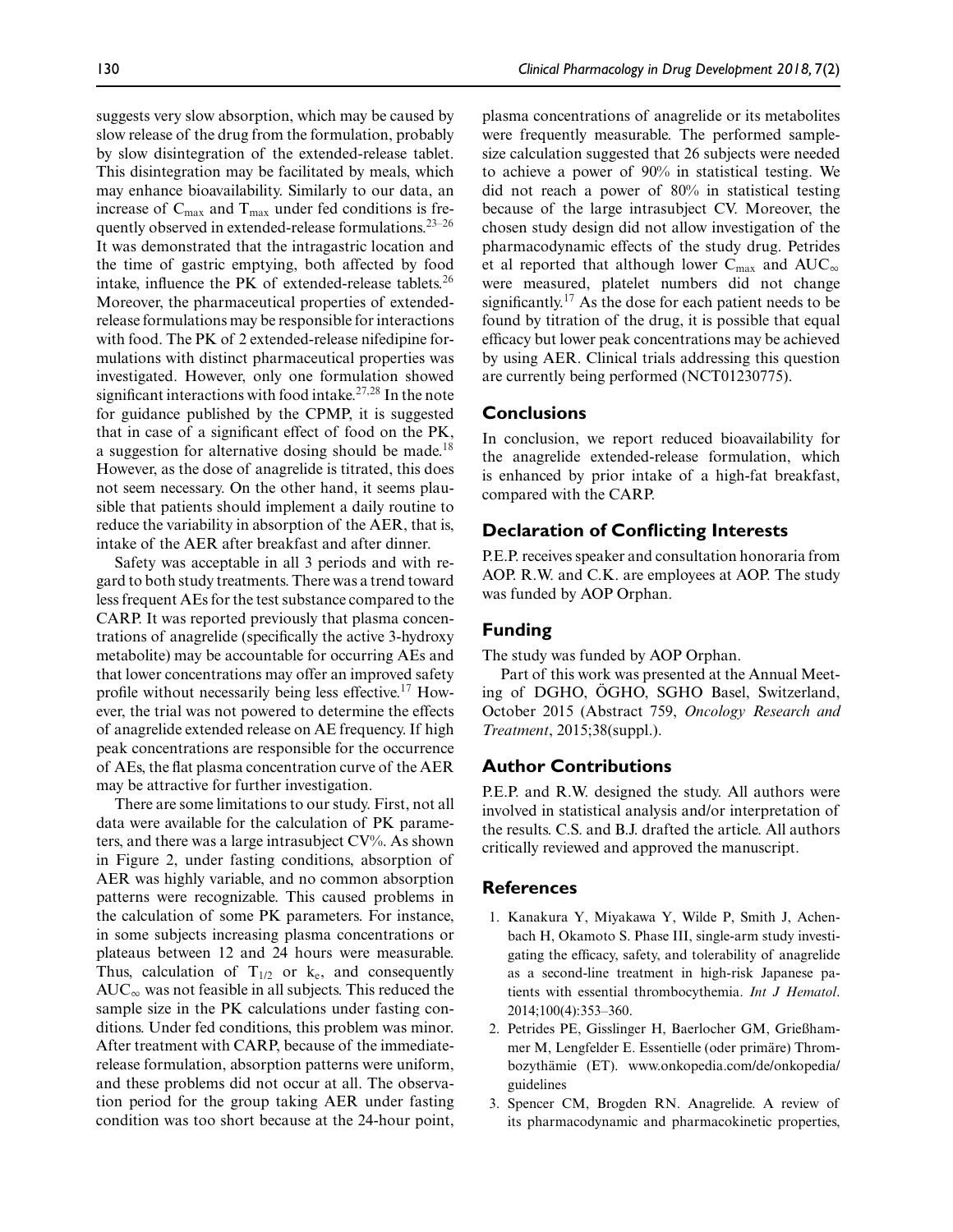suggests very slow absorption, which may be caused by slow release of the drug from the formulation, probably by slow disintegration of the extended-release tablet. This disintegration may be facilitated by meals, which may enhance bioavailability. Similarly to our data, an increase of $C_{max}$ and $T_{max}$ under fed conditions is frequently observed in extended-release formulations.[23–26] It was demonstrated that the intragastric location and the time of gastric emptying, both affected by food intake, influence the PK of extended-release tablets.[26] Moreover, the pharmaceutical properties of extended-release formulations may be responsible for interactions with food. The PK of 2 extended-release nifedipine formulations with distinct pharmaceutical properties was investigated. However, only one formulation showed significant interactions with food intake.[27,28] In the note for guidance published by the CPMP, it is suggested that in case of a significant effect of food on the PK, a suggestion for alternative dosing should be made.[18] However, as the dose of anagrelide is titrated, this does not seem necessary. On the other hand, it seems plausible that patients should implement a daily routine to reduce the variability in absorption of the AER, that is, intake of the AER after breakfast and after dinner.

Safety was acceptable in all 3 periods and with regard to both study treatments. There was a trend toward less frequent AEs for the test substance compared to the CARP. It was reported previously that plasma concentrations of anagrelide (specifically the active 3-hydroxy metabolite) may be accountable for occurring AEs and that lower concentrations may offer an improved safety profile without necessarily being less effective.[17] However, the trial was not powered to determine the effects of anagrelide extended release on AE frequency. If high peak concentrations are responsible for the occurrence of AEs, the flat plasma concentration curve of the AER may be attractive for further investigation.

There are some limitations to our study. First, not all data were available for the calculation of PK parameters, and there was a large intrasubject CV%. As shown in Figure 2, under fasting conditions, absorption of AER was highly variable, and no common absorption patterns were recognizable. This caused problems in the calculation of some PK parameters. For instance, in some subjects increasing plasma concentrations or plateaus between 12 and 24 hours were measurable. Thus, calculation of $T_{1/2}$ or $k_e$, and consequently $AUC_{\infty}$ was not feasible in all subjects. This reduced the sample size in the PK calculations under fasting conditions. Under fed conditions, this problem was minor. After treatment with CARP, because of the immediate-release formulation, absorption patterns were uniform, and these problems did not occur at all. The observation period for the group taking AER under fasting condition was too short because at the 24-hour point, plasma concentrations of anagrelide or its metabolites were frequently measurable. The performed sample-size calculation suggested that 26 subjects were needed to achieve a power of 90% in statistical testing. We did not reach a power of 80% in statistical testing because of the large intrasubject CV. Moreover, the chosen study design did not allow investigation of the pharmacodynamic effects of the study drug. Petrides et al reported that although lower $C_{max}$ and $AUC_{\infty}$ were measured, platelet numbers did not change significantly.[17] As the dose for each patient needs to be found by titration of the drug, it is possible that equal efficacy but lower peak concentrations may be achieved by using AER. Clinical trials addressing this question are currently being performed (NCT01230775).

## Conclusions

In conclusion, we report reduced bioavailability for the anagrelide extended-release formulation, which is enhanced by prior intake of a high-fat breakfast, compared with the CARP.

## Declaration of Conflicting Interests

P.E.P. receives speaker and consultation honoraria from AOP. R.W. and C.K. are employees at AOP. The study was funded by AOP Orphan.

## Funding

The study was funded by AOP Orphan.

Part of this work was presented at the Annual Meeting of DGHO, ÖGHO, SGHO Basel, Switzerland, October 2015 (Abstract 759, *Oncology Research and Treatment*, 2015;38(suppl.).

## Author Contributions

P.E.P. and R.W. designed the study. All authors were involved in statistical analysis and/or interpretation of the results. C.S. and B.J. drafted the article. All authors critically reviewed and approved the manuscript.

## References

1. Kanakura Y, Miyakawa Y, Wilde P, Smith J, Achenbach H, Okamoto S. Phase III, single-arm study investigating the efficacy, safety, and tolerability of anagrelide as a second-line treatment in high-risk Japanese patients with essential thrombocythemia. *Int J Hematol*. 2014;100(4):353–360.
2. Petrides PE, Gisslinger H, Baerlocher GM, Grießhammer M, Lengfelder E. Essentielle (oder primäre) Thrombozythämie (ET). www.onkopedia.com/de/onkopedia/guidelines
3. Spencer CM, Brogden RN. Anagrelide. A review of its pharmacodynamic and pharmacokinetic properties,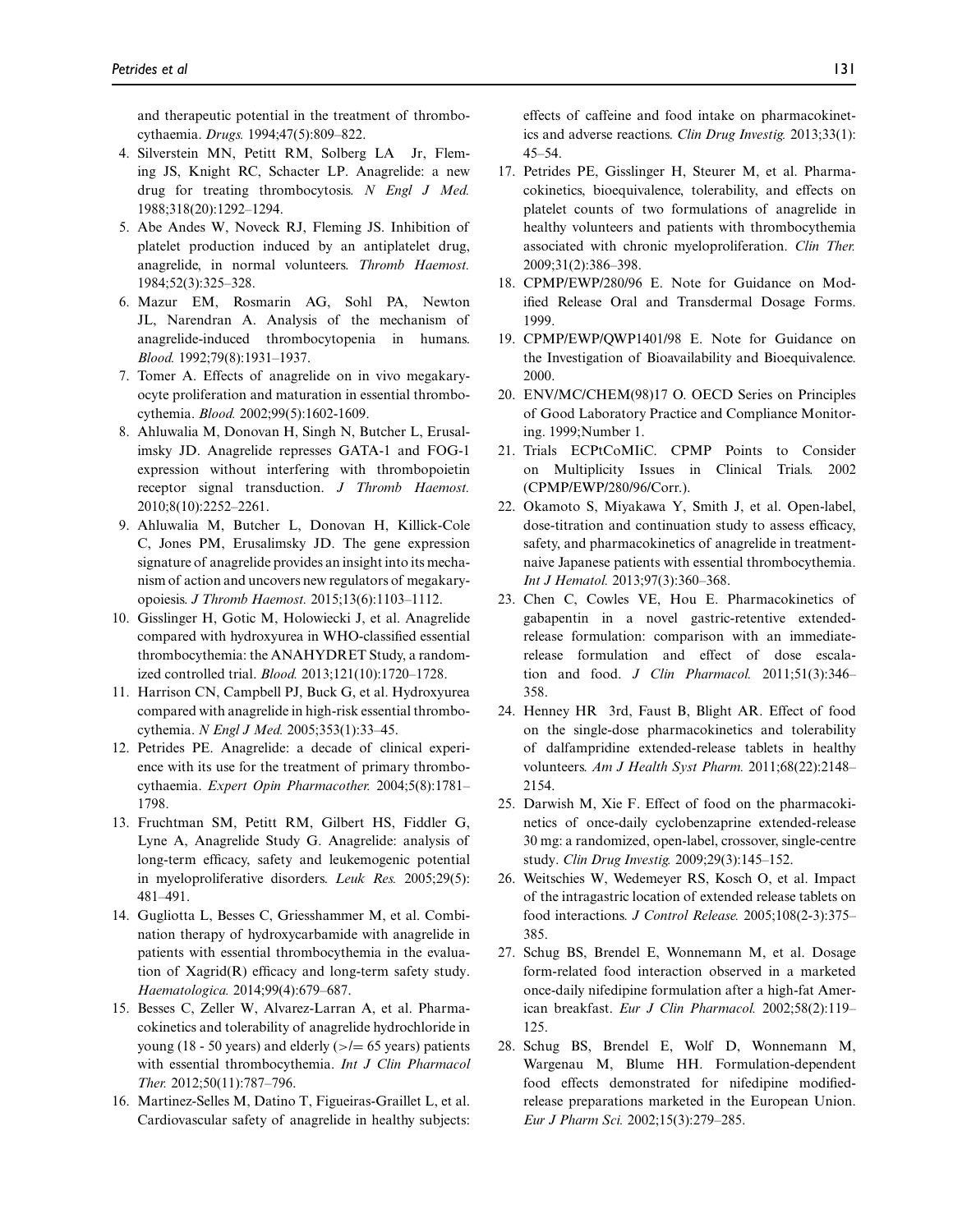and therapeutic potential in the treatment of thrombocythaemia. *Drugs.* 1994;47(5):809–822.

4. Silverstein MN, Petitt RM, Solberg LA Jr, Fleming JS, Knight RC, Schacter LP. Anagrelide: a new drug for treating thrombocytosis. *N Engl J Med.* 1988;318(20):1292–1294.
5. Abe Andes W, Noveck RJ, Fleming JS. Inhibition of platelet production induced by an antiplatelet drug, anagrelide, in normal volunteers. *Thromb Haemost.* 1984;52(3):325–328.
6. Mazur EM, Rosmarin AG, Sohl PA, Newton JL, Narendran A. Analysis of the mechanism of anagrelide-induced thrombocytopenia in humans. *Blood.* 1992;79(8):1931–1937.
7. Tomer A. Effects of anagrelide on in vivo megakaryocyte proliferation and maturation in essential thrombocythemia. *Blood.* 2002;99(5):1602-1609.
8. Ahluwalia M, Donovan H, Singh N, Butcher L, Erusalimsky JD. Anagrelide represses GATA-1 and FOG-1 expression without interfering with thrombopoietin receptor signal transduction. *J Thromb Haemost.* 2010;8(10):2252–2261.
9. Ahluwalia M, Butcher L, Donovan H, Killick-Cole C, Jones PM, Erusalimsky JD. The gene expression signature of anagrelide provides an insight into its mechanism of action and uncovers new regulators of megakaryopoiesis. *J Thromb Haemost.* 2015;13(6):1103–1112.
10. Gisslinger H, Gotic M, Holowiecki J, et al. Anagrelide compared with hydroxyurea in WHO-classified essential thrombocythemia: the ANAHYDRET Study, a randomized controlled trial. *Blood.* 2013;121(10):1720–1728.
11. Harrison CN, Campbell PJ, Buck G, et al. Hydroxyurea compared with anagrelide in high-risk essential thrombocythemia. *N Engl J Med.* 2005;353(1):33–45.
12. Petrides PE. Anagrelide: a decade of clinical experience with its use for the treatment of primary thrombocythaemia. *Expert Opin Pharmacother.* 2004;5(8):1781–1798.
13. Fruchtman SM, Petitt RM, Gilbert HS, Fiddler G, Lyne A, Anagrelide Study G. Anagrelide: analysis of long-term efficacy, safety and leukemogenic potential in myeloproliferative disorders. *Leuk Res.* 2005;29(5):481–491.
14. Gugliotta L, Besses C, Griesshammer M, et al. Combination therapy of hydroxycarbamide with anagrelide in patients with essential thrombocythemia in the evaluation of Xagrid(R) efficacy and long-term safety study. *Haematologica.* 2014;99(4):679–687.
15. Besses C, Zeller W, Alvarez-Larran A, et al. Pharmacokinetics and tolerability of anagrelide hydrochloride in young (18 - 50 years) and elderly (>/= 65 years) patients with essential thrombocythemia. *Int J Clin Pharmacol Ther.* 2012;50(11):787–796.
16. Martinez-Selles M, Datino T, Figueiras-Graillet L, et al. Cardiovascular safety of anagrelide in healthy subjects: effects of caffeine and food intake on pharmacokinetics and adverse reactions. *Clin Drug Investig.* 2013;33(1):45–54.
17. Petrides PE, Gisslinger H, Steurer M, et al. Pharmacokinetics, bioequivalence, tolerability, and effects on platelet counts of two formulations of anagrelide in healthy volunteers and patients with thrombocythemia associated with chronic myeloproliferation. *Clin Ther.* 2009;31(2):386–398.
18. CPMP/EWP/280/96 E. Note for Guidance on Modified Release Oral and Transdermal Dosage Forms. 1999.
19. CPMP/EWP/QWP1401/98 E. Note for Guidance on the Investigation of Bioavailability and Bioequivalence. 2000.
20. ENV/MC/CHEM(98)17 O. OECD Series on Principles of Good Laboratory Practice and Compliance Monitoring. 1999;Number 1.
21. Trials ECPtCoMIiC. CPMP Points to Consider on Multiplicity Issues in Clinical Trials. 2002 (CPMP/EWP/280/96/Corr.).
22. Okamoto S, Miyakawa Y, Smith J, et al. Open-label, dose-titration and continuation study to assess efficacy, safety, and pharmacokinetics of anagrelide in treatment-naive Japanese patients with essential thrombocythemia. *Int J Hematol.* 2013;97(3):360–368.
23. Chen C, Cowles VE, Hou E. Pharmacokinetics of gabapentin in a novel gastric-retentive extended-release formulation: comparison with an immediate-release formulation and effect of dose escalation and food. *J Clin Pharmacol.* 2011;51(3):346–358.
24. Henney HR 3rd, Faust B, Blight AR. Effect of food on the single-dose pharmacokinetics and tolerability of dalfampridine extended-release tablets in healthy volunteers. *Am J Health Syst Pharm.* 2011;68(22):2148–2154.
25. Darwish M, Xie F. Effect of food on the pharmacokinetics of once-daily cyclobenzaprine extended-release 30 mg: a randomized, open-label, crossover, single-centre study. *Clin Drug Investig.* 2009;29(3):145–152.
26. Weitschies W, Wedemeyer RS, Kosch O, et al. Impact of the intragastric location of extended release tablets on food interactions. *J Control Release.* 2005;108(2-3):375–385.
27. Schug BS, Brendel E, Wonnemann M, et al. Dosage form-related food interaction observed in a marketed once-daily nifedipine formulation after a high-fat American breakfast. *Eur J Clin Pharmacol.* 2002;58(2):119–125.
28. Schug BS, Brendel E, Wolf D, Wonnemann M, Wargenau M, Blume HH. Formulation-dependent food effects demonstrated for nifedipine modified-release preparations marketed in the European Union. *Eur J Pharm Sci.* 2002;15(3):279–285.